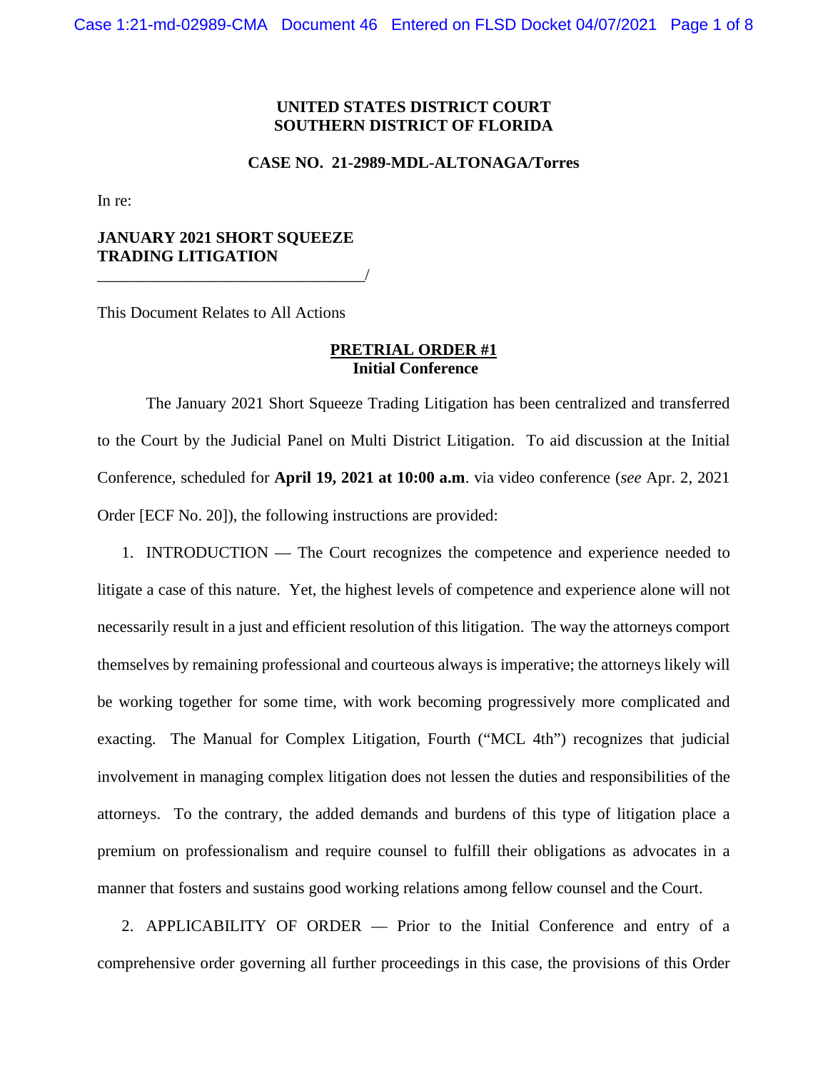**UNITED STATES DISTRICT COURT**
**SOUTHERN DISTRICT OF FLORIDA**

**CASE NO. 21-2989-MDL-ALTONAGA/Torres**

In re:

**JANUARY 2021 SHORT SQUEEZE TRADING LITIGATION**
_________________________________/

This Document Relates to All Actions

**PRETRIAL ORDER #1**
**Initial Conference**

The January 2021 Short Squeeze Trading Litigation has been centralized and transferred to the Court by the Judicial Panel on Multi District Litigation. To aid discussion at the Initial Conference, scheduled for **April 19, 2021 at 10:00 a.m**. via video conference (*see* Apr. 2, 2021 Order [ECF No. 20]), the following instructions are provided:

1. INTRODUCTION — The Court recognizes the competence and experience needed to litigate a case of this nature. Yet, the highest levels of competence and experience alone will not necessarily result in a just and efficient resolution of this litigation. The way the attorneys comport themselves by remaining professional and courteous always is imperative; the attorneys likely will be working together for some time, with work becoming progressively more complicated and exacting. The Manual for Complex Litigation, Fourth ("MCL 4th") recognizes that judicial involvement in managing complex litigation does not lessen the duties and responsibilities of the attorneys. To the contrary, the added demands and burdens of this type of litigation place a premium on professionalism and require counsel to fulfill their obligations as advocates in a manner that fosters and sustains good working relations among fellow counsel and the Court.

2. APPLICABILITY OF ORDER — Prior to the Initial Conference and entry of a comprehensive order governing all further proceedings in this case, the provisions of this Order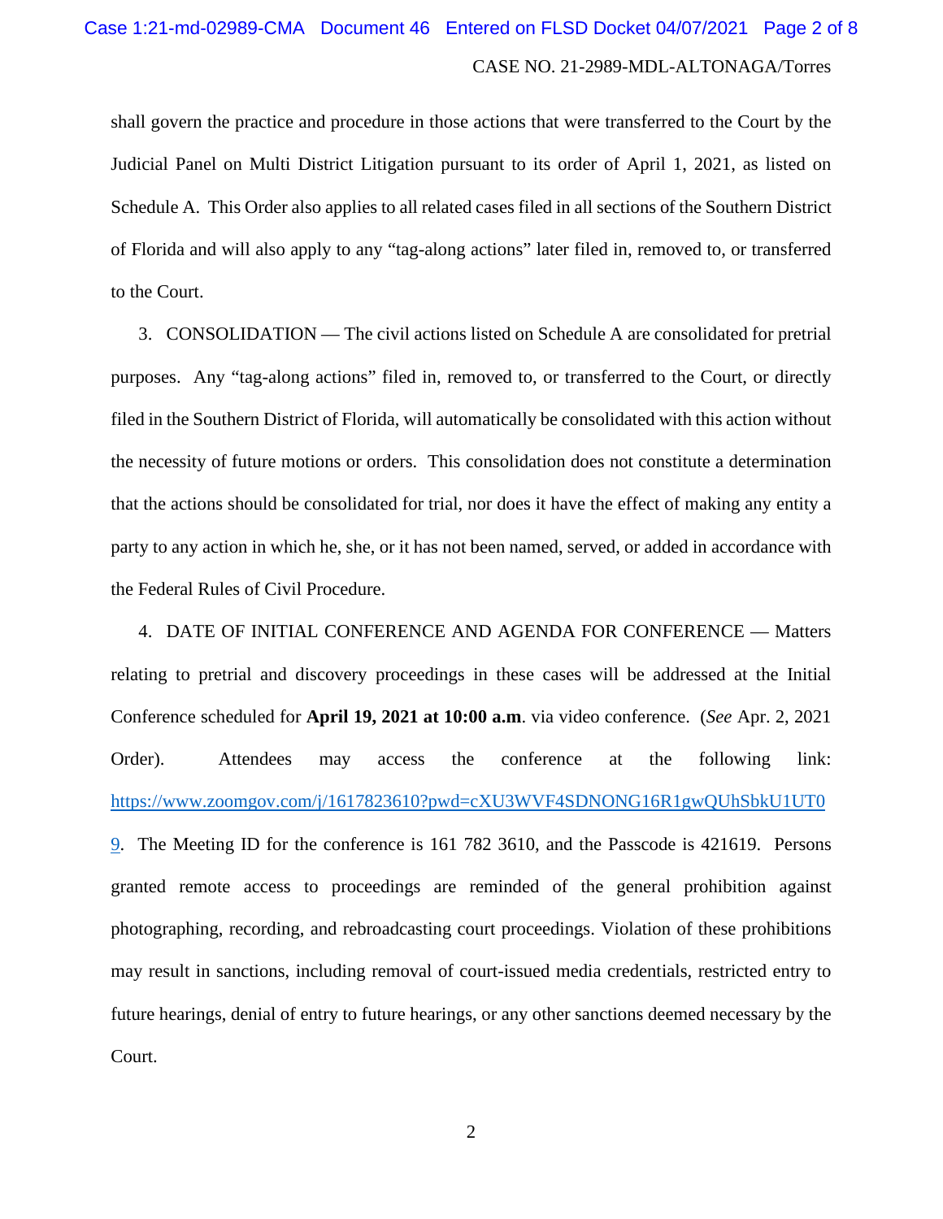shall govern the practice and procedure in those actions that were transferred to the Court by the Judicial Panel on Multi District Litigation pursuant to its order of April 1, 2021, as listed on Schedule A. This Order also applies to all related cases filed in all sections of the Southern District of Florida and will also apply to any "tag-along actions" later filed in, removed to, or transferred to the Court.

3. CONSOLIDATION — The civil actions listed on Schedule A are consolidated for pretrial purposes. Any "tag-along actions" filed in, removed to, or transferred to the Court, or directly filed in the Southern District of Florida, will automatically be consolidated with this action without the necessity of future motions or orders. This consolidation does not constitute a determination that the actions should be consolidated for trial, nor does it have the effect of making any entity a party to any action in which he, she, or it has not been named, served, or added in accordance with the Federal Rules of Civil Procedure.

4. DATE OF INITIAL CONFERENCE AND AGENDA FOR CONFERENCE — Matters relating to pretrial and discovery proceedings in these cases will be addressed at the Initial Conference scheduled for **April 19, 2021 at 10:00 a.m**. via video conference. (*See* Apr. 2, 2021 Order). Attendees may access the conference at the following link: https://www.zoomgov.com/j/1617823610?pwd=cXU3WVF4SDNONG16R1gwQUhSbkU1UT09. The Meeting ID for the conference is 161 782 3610, and the Passcode is 421619. Persons granted remote access to proceedings are reminded of the general prohibition against photographing, recording, and rebroadcasting court proceedings. Violation of these prohibitions may result in sanctions, including removal of court-issued media credentials, restricted entry to future hearings, denial of entry to future hearings, or any other sanctions deemed necessary by the Court.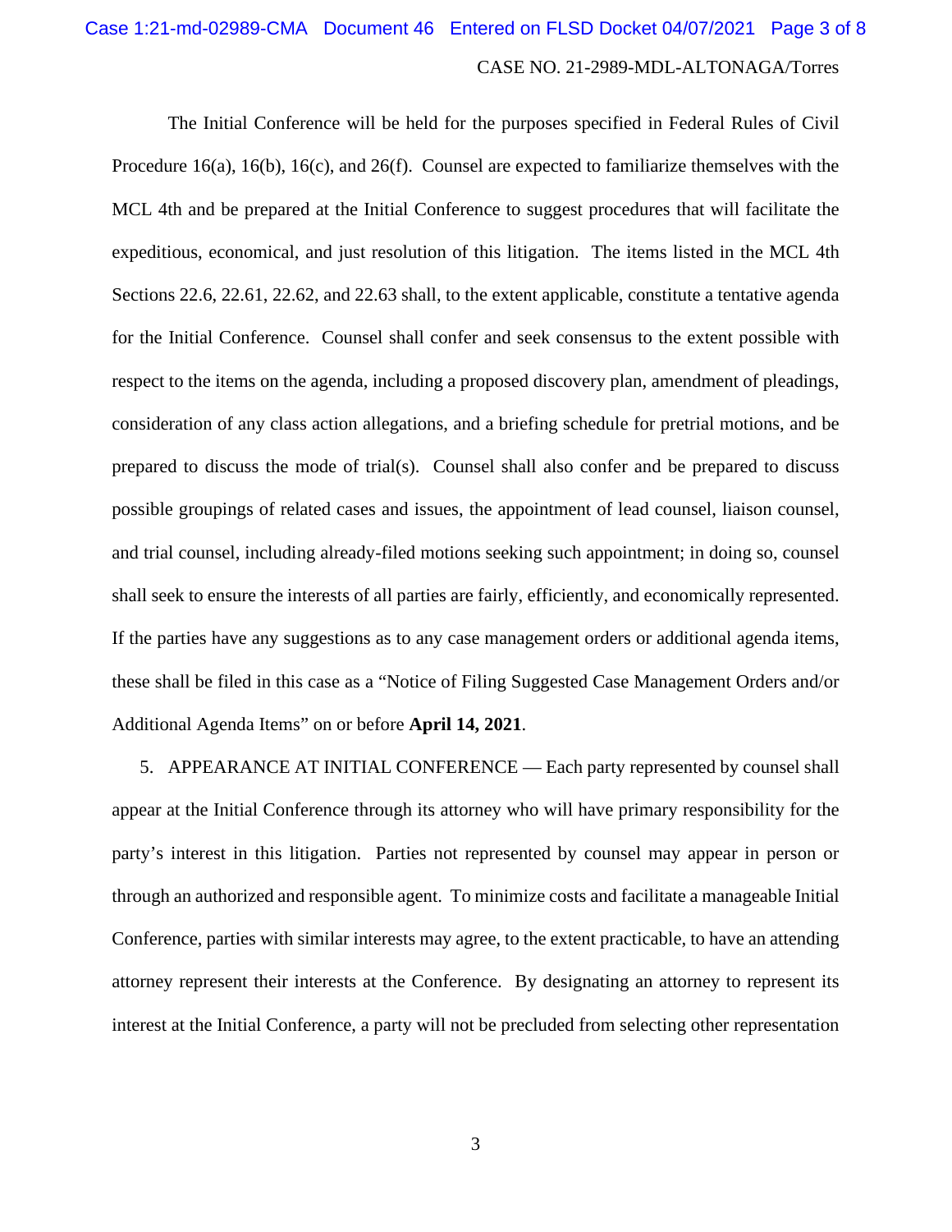The Initial Conference will be held for the purposes specified in Federal Rules of Civil Procedure 16(a), 16(b), 16(c), and 26(f). Counsel are expected to familiarize themselves with the MCL 4th and be prepared at the Initial Conference to suggest procedures that will facilitate the expeditious, economical, and just resolution of this litigation. The items listed in the MCL 4th Sections 22.6, 22.61, 22.62, and 22.63 shall, to the extent applicable, constitute a tentative agenda for the Initial Conference. Counsel shall confer and seek consensus to the extent possible with respect to the items on the agenda, including a proposed discovery plan, amendment of pleadings, consideration of any class action allegations, and a briefing schedule for pretrial motions, and be prepared to discuss the mode of trial(s). Counsel shall also confer and be prepared to discuss possible groupings of related cases and issues, the appointment of lead counsel, liaison counsel, and trial counsel, including already-filed motions seeking such appointment; in doing so, counsel shall seek to ensure the interests of all parties are fairly, efficiently, and economically represented. If the parties have any suggestions as to any case management orders or additional agenda items, these shall be filed in this case as a "Notice of Filing Suggested Case Management Orders and/or Additional Agenda Items" on or before **April 14, 2021**.

5. APPEARANCE AT INITIAL CONFERENCE — Each party represented by counsel shall appear at the Initial Conference through its attorney who will have primary responsibility for the party's interest in this litigation. Parties not represented by counsel may appear in person or through an authorized and responsible agent. To minimize costs and facilitate a manageable Initial Conference, parties with similar interests may agree, to the extent practicable, to have an attending attorney represent their interests at the Conference. By designating an attorney to represent its interest at the Initial Conference, a party will not be precluded from selecting other representation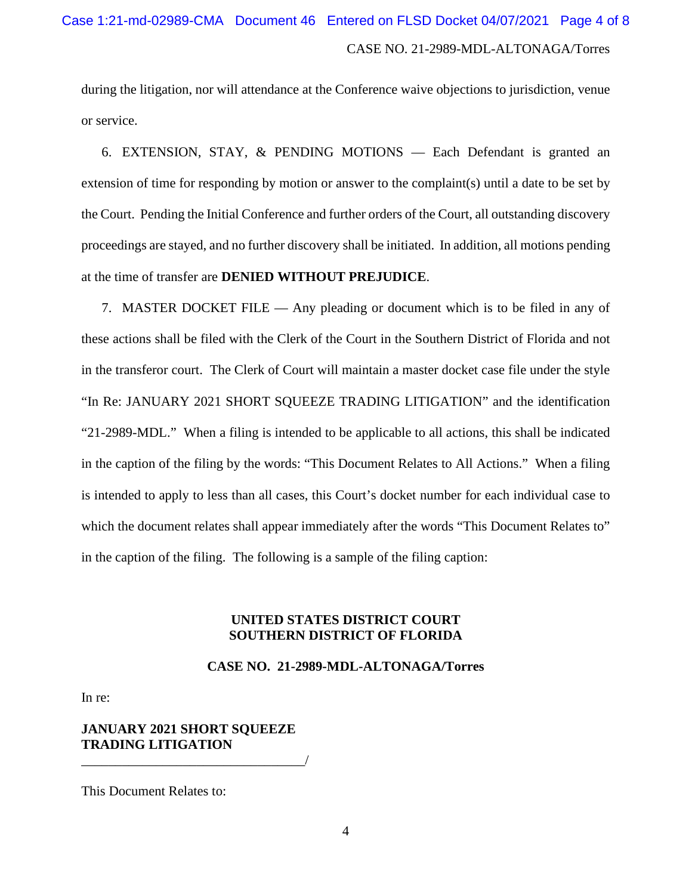during the litigation, nor will attendance at the Conference waive objections to jurisdiction, venue or service.

6. EXTENSION, STAY, & PENDING MOTIONS — Each Defendant is granted an extension of time for responding by motion or answer to the complaint(s) until a date to be set by the Court. Pending the Initial Conference and further orders of the Court, all outstanding discovery proceedings are stayed, and no further discovery shall be initiated. In addition, all motions pending at the time of transfer are **DENIED WITHOUT PREJUDICE**.

7. MASTER DOCKET FILE — Any pleading or document which is to be filed in any of these actions shall be filed with the Clerk of the Court in the Southern District of Florida and not in the transferor court. The Clerk of Court will maintain a master docket case file under the style "In Re: JANUARY 2021 SHORT SQUEEZE TRADING LITIGATION" and the identification "21-2989-MDL." When a filing is intended to be applicable to all actions, this shall be indicated in the caption of the filing by the words: "This Document Relates to All Actions." When a filing is intended to apply to less than all cases, this Court's docket number for each individual case to which the document relates shall appear immediately after the words "This Document Relates to" in the caption of the filing. The following is a sample of the filing caption:

**UNITED STATES DISTRICT COURT**
**SOUTHERN DISTRICT OF FLORIDA**

**CASE NO. 21-2989-MDL-ALTONAGA/Torres**

In re:

**JANUARY 2021 SHORT SQUEEZE**
**TRADING LITIGATION**
________________________________/

This Document Relates to: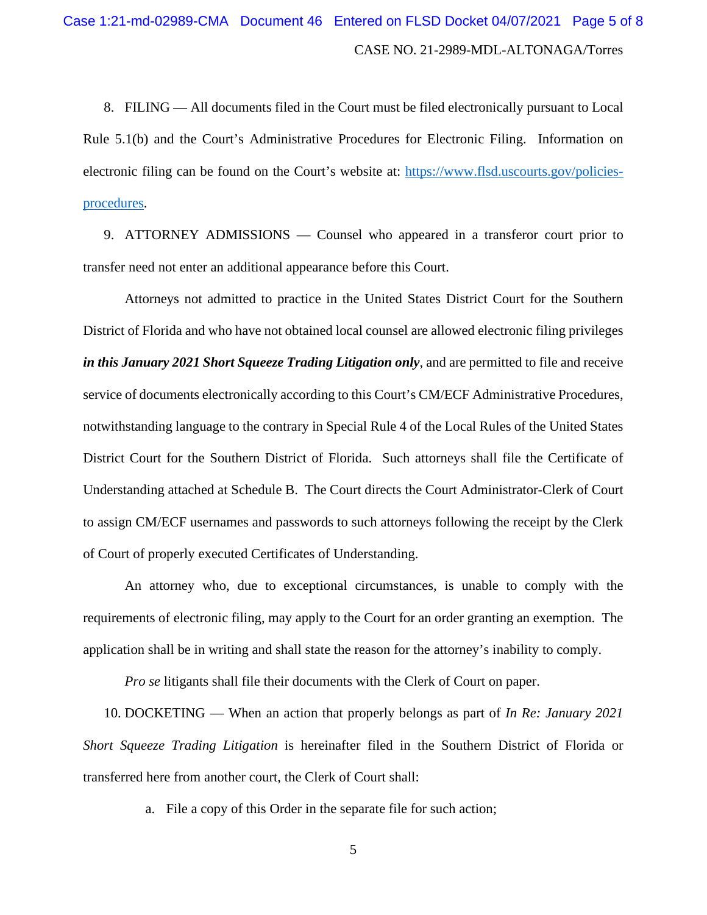8. FILING — All documents filed in the Court must be filed electronically pursuant to Local Rule 5.1(b) and the Court's Administrative Procedures for Electronic Filing. Information on electronic filing can be found on the Court's website at: [https://www.flsd.uscourts.gov/policies-procedures](https://www.flsd.uscourts.gov/policies-procedures).

9. ATTORNEY ADMISSIONS — Counsel who appeared in a transferor court prior to transfer need not enter an additional appearance before this Court.

Attorneys not admitted to practice in the United States District Court for the Southern District of Florida and who have not obtained local counsel are allowed electronic filing privileges ***in this January 2021 Short Squeeze Trading Litigation only***, and are permitted to file and receive service of documents electronically according to this Court's CM/ECF Administrative Procedures, notwithstanding language to the contrary in Special Rule 4 of the Local Rules of the United States District Court for the Southern District of Florida. Such attorneys shall file the Certificate of Understanding attached at Schedule B. The Court directs the Court Administrator-Clerk of Court to assign CM/ECF usernames and passwords to such attorneys following the receipt by the Clerk of Court of properly executed Certificates of Understanding.

An attorney who, due to exceptional circumstances, is unable to comply with the requirements of electronic filing, may apply to the Court for an order granting an exemption. The application shall be in writing and shall state the reason for the attorney's inability to comply.

*Pro se* litigants shall file their documents with the Clerk of Court on paper.

10. DOCKETING — When an action that properly belongs as part of *In Re: January 2021 Short Squeeze Trading Litigation* is hereinafter filed in the Southern District of Florida or transferred here from another court, the Clerk of Court shall:

a. File a copy of this Order in the separate file for such action;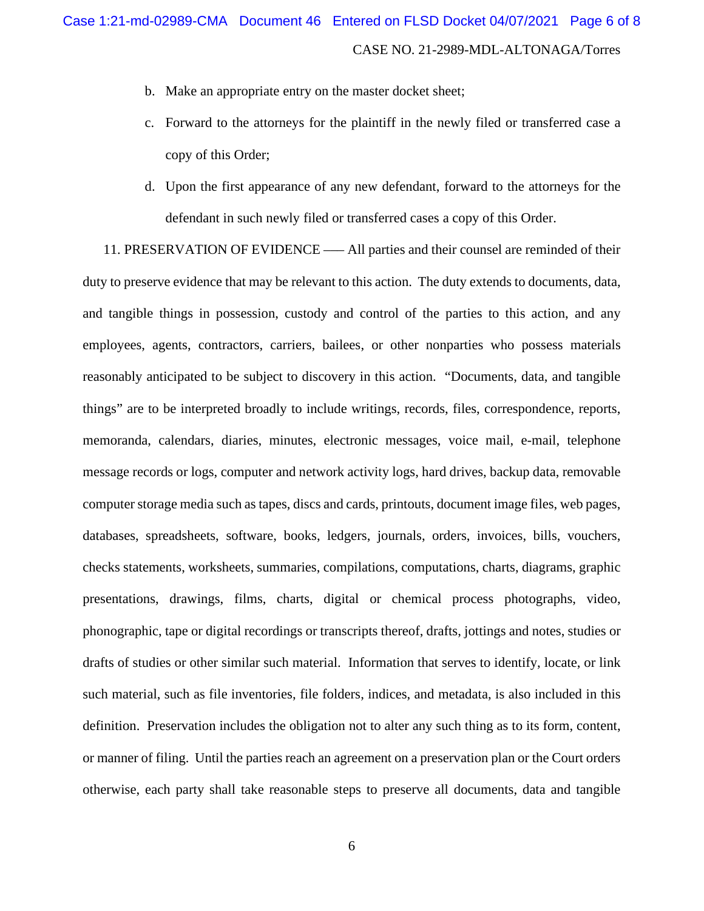b. Make an appropriate entry on the master docket sheet;

c. Forward to the attorneys for the plaintiff in the newly filed or transferred case a copy of this Order;

d. Upon the first appearance of any new defendant, forward to the attorneys for the defendant in such newly filed or transferred cases a copy of this Order.

11. PRESERVATION OF EVIDENCE –– All parties and their counsel are reminded of their duty to preserve evidence that may be relevant to this action. The duty extends to documents, data, and tangible things in possession, custody and control of the parties to this action, and any employees, agents, contractors, carriers, bailees, or other nonparties who possess materials reasonably anticipated to be subject to discovery in this action. "Documents, data, and tangible things" are to be interpreted broadly to include writings, records, files, correspondence, reports, memoranda, calendars, diaries, minutes, electronic messages, voice mail, e-mail, telephone message records or logs, computer and network activity logs, hard drives, backup data, removable computer storage media such as tapes, discs and cards, printouts, document image files, web pages, databases, spreadsheets, software, books, ledgers, journals, orders, invoices, bills, vouchers, checks statements, worksheets, summaries, compilations, computations, charts, diagrams, graphic presentations, drawings, films, charts, digital or chemical process photographs, video, phonographic, tape or digital recordings or transcripts thereof, drafts, jottings and notes, studies or drafts of studies or other similar such material. Information that serves to identify, locate, or link such material, such as file inventories, file folders, indices, and metadata, is also included in this definition. Preservation includes the obligation not to alter any such thing as to its form, content, or manner of filing. Until the parties reach an agreement on a preservation plan or the Court orders otherwise, each party shall take reasonable steps to preserve all documents, data and tangible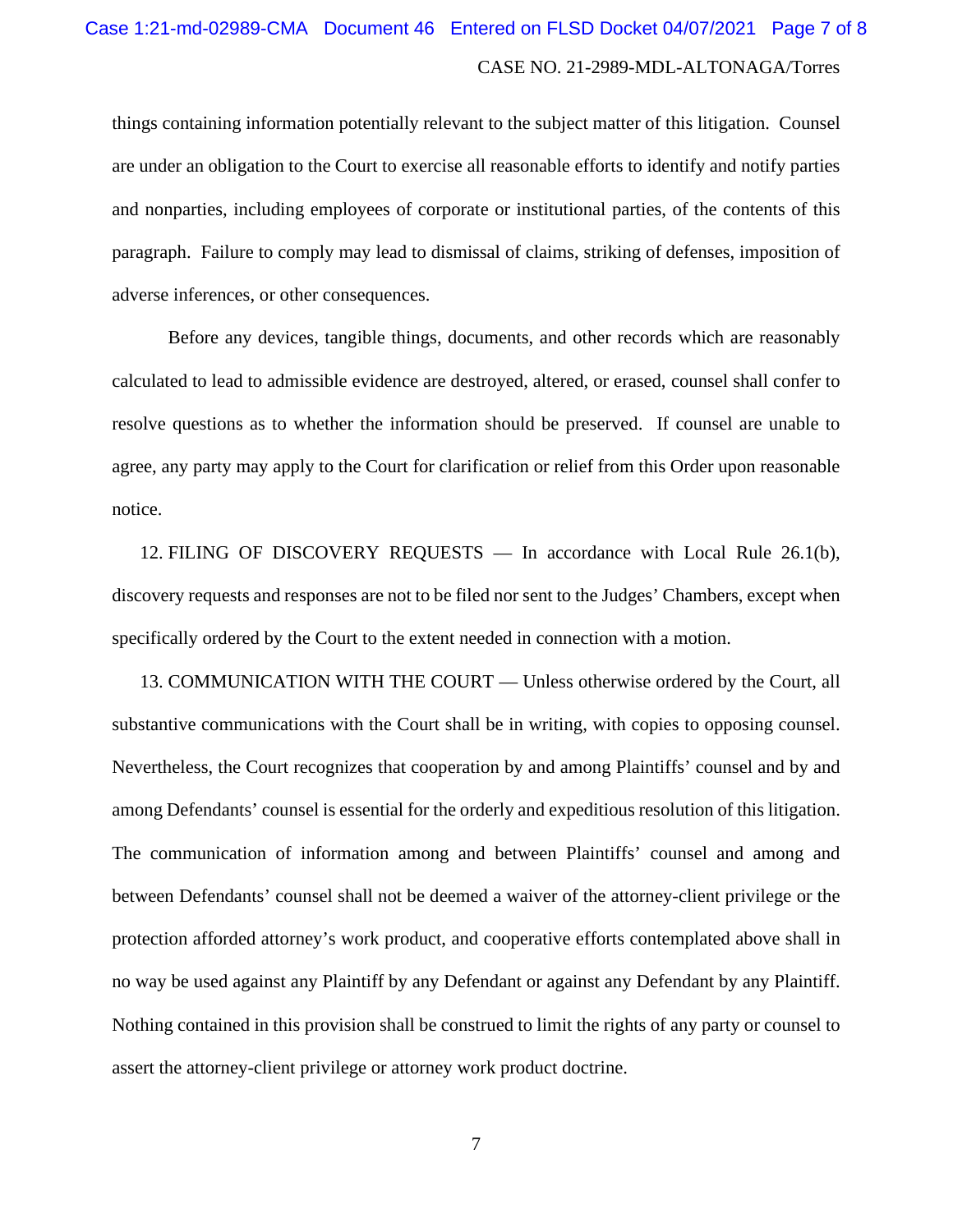things containing information potentially relevant to the subject matter of this litigation. Counsel are under an obligation to the Court to exercise all reasonable efforts to identify and notify parties and nonparties, including employees of corporate or institutional parties, of the contents of this paragraph. Failure to comply may lead to dismissal of claims, striking of defenses, imposition of adverse inferences, or other consequences.

Before any devices, tangible things, documents, and other records which are reasonably calculated to lead to admissible evidence are destroyed, altered, or erased, counsel shall confer to resolve questions as to whether the information should be preserved. If counsel are unable to agree, any party may apply to the Court for clarification or relief from this Order upon reasonable notice.

12. FILING OF DISCOVERY REQUESTS — In accordance with Local Rule 26.1(b), discovery requests and responses are not to be filed nor sent to the Judges' Chambers, except when specifically ordered by the Court to the extent needed in connection with a motion.

13. COMMUNICATION WITH THE COURT — Unless otherwise ordered by the Court, all substantive communications with the Court shall be in writing, with copies to opposing counsel. Nevertheless, the Court recognizes that cooperation by and among Plaintiffs' counsel and by and among Defendants' counsel is essential for the orderly and expeditious resolution of this litigation. The communication of information among and between Plaintiffs' counsel and among and between Defendants' counsel shall not be deemed a waiver of the attorney-client privilege or the protection afforded attorney's work product, and cooperative efforts contemplated above shall in no way be used against any Plaintiff by any Defendant or against any Defendant by any Plaintiff. Nothing contained in this provision shall be construed to limit the rights of any party or counsel to assert the attorney-client privilege or attorney work product doctrine.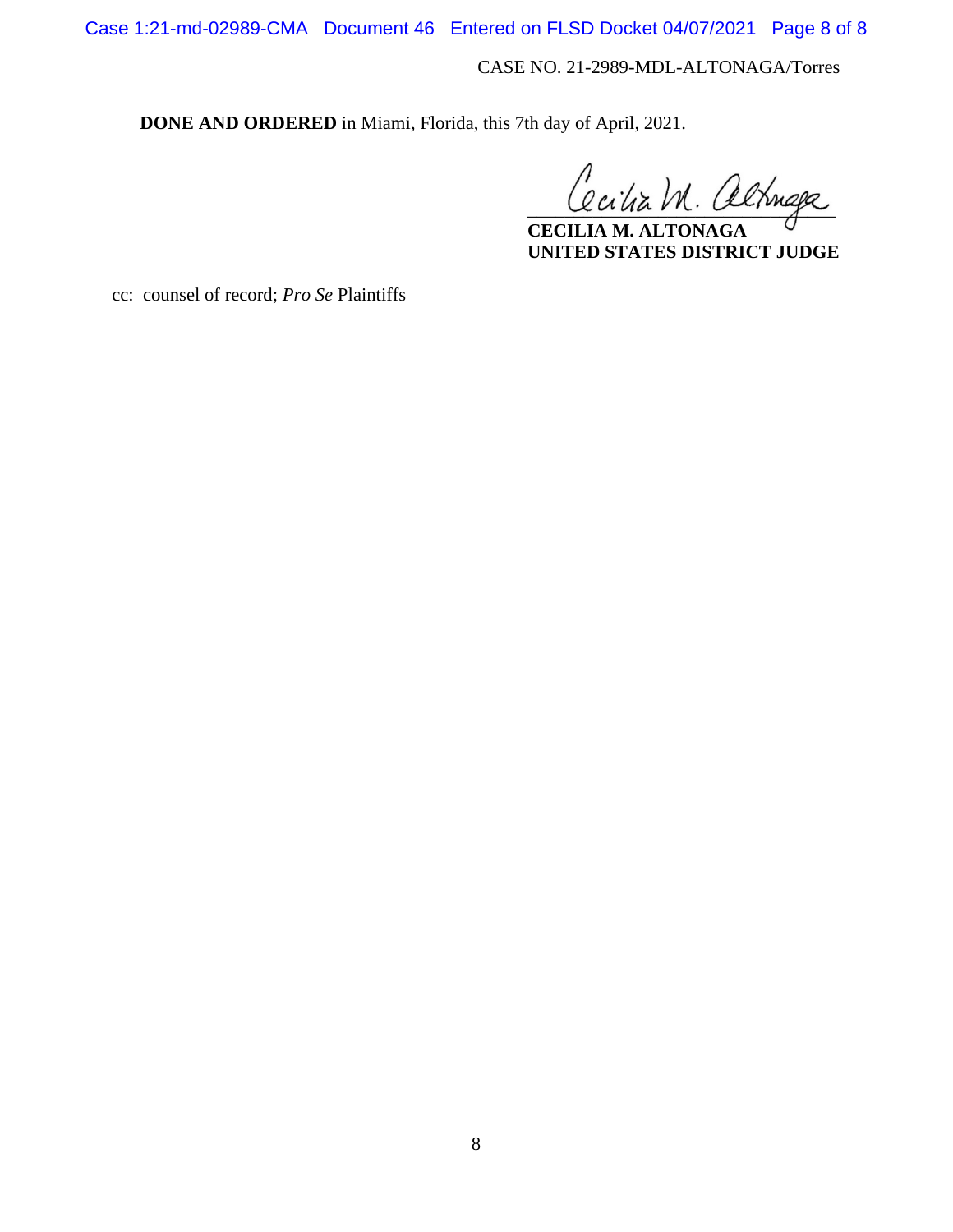**DONE AND ORDERED** in Miami, Florida, this 7th day of April, 2021.

**CECILIA M. ALTONAGA**
**UNITED STATES DISTRICT JUDGE**

cc: counsel of record; *Pro Se* Plaintiffs